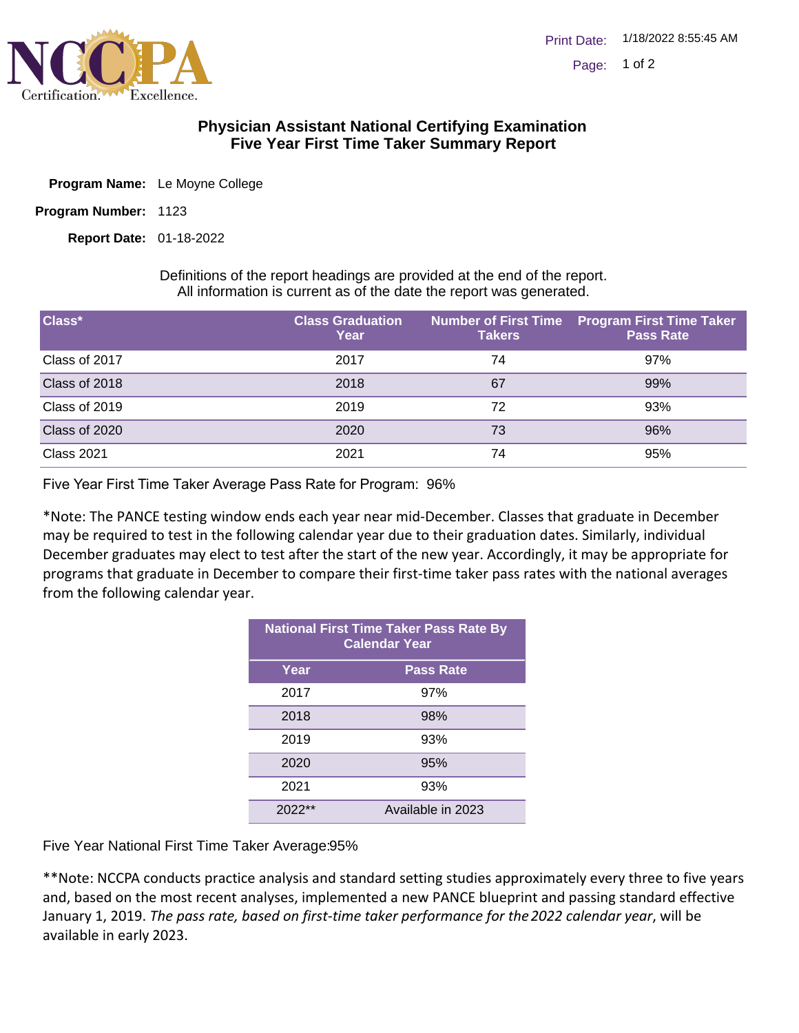# Physician Assistant National Certifying Examination
## Five Year First Time Taker Summary Report

**Program Name:** Le Moyne College

**Program Number:** 1123

**Report Date:** 01-18-2022

Definitions of the report headings are provided at the end of the report.
All information is current as of the date the report was generated.

| Class* | Class Graduation Year | Number of First Time Takers | Program First Time Taker Pass Rate |
|---|---|---|---|
| Class of 2017 | 2017 | 74 | 97% |
| Class of 2018 | 2018 | 67 | 99% |
| Class of 2019 | 2019 | 72 | 93% |
| Class of 2020 | 2020 | 73 | 96% |
| Class 2021 | 2021 | 74 | 95% |

Five Year First Time Taker Average Pass Rate for Program: 96%

*Note: The PANCE testing window ends each year near mid-December. Classes that graduate in December may be required to test in the following calendar year due to their graduation dates. Similarly, individual December graduates may elect to test after the start of the new year. Accordingly, it may be appropriate for programs that graduate in December to compare their first-time taker pass rates with the national averages from the following calendar year.

| National First Time Taker Pass Rate By Calendar Year | |
|---|---|
| **Year** | **Pass Rate** |
| 2017 | 97% |
| 2018 | 98% |
| 2019 | 93% |
| 2020 | 95% |
| 2021 | 93% |
| 2022** | Available in 2023 |

Five Year National First Time Taker Average:95%

**Note: NCCPA conducts practice analysis and standard setting studies approximately every three to five years and, based on the most recent analyses, implemented a new PANCE blueprint and passing standard effective January 1, 2019. *The pass rate, based on first-time taker performance for the 2022 calendar year*, will be available in early 2023.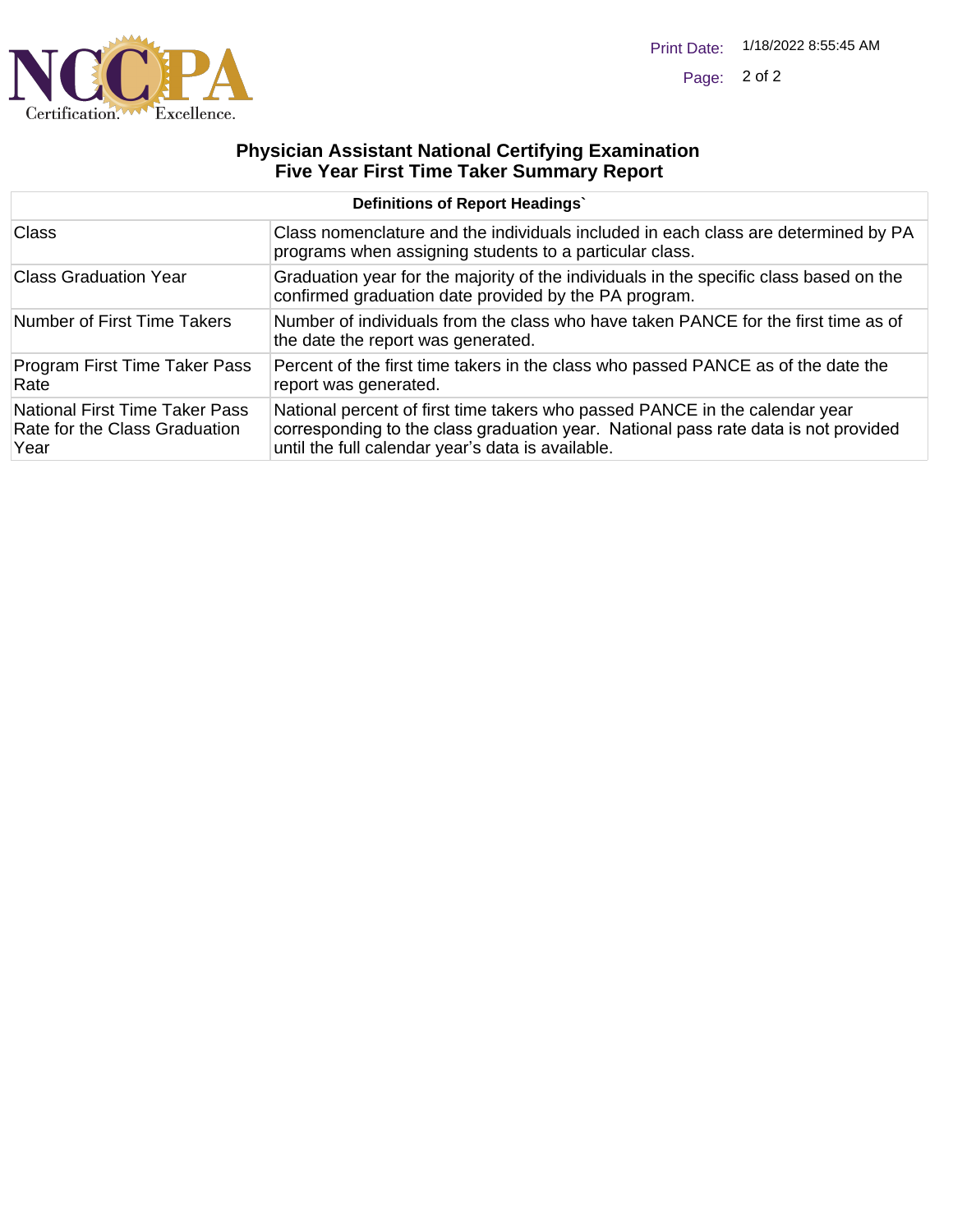**Physician Assistant National Certifying Examination**
**Five Year First Time Taker Summary Report**

| Definitions of Report Headings` | |
|---|---|
| Class | Class nomenclature and the individuals included in each class are determined by PA programs when assigning students to a particular class. |
| Class Graduation Year | Graduation year for the majority of the individuals in the specific class based on the confirmed graduation date provided by the PA program. |
| Number of First Time Takers | Number of individuals from the class who have taken PANCE for the first time as of the date the report was generated. |
| Program First Time Taker Pass Rate | Percent of the first time takers in the class who passed PANCE as of the date the report was generated. |
| National First Time Taker Pass Rate for the Class Graduation Year | National percent of first time takers who passed PANCE in the calendar year corresponding to the class graduation year. National pass rate data is not provided until the full calendar year's data is available. |